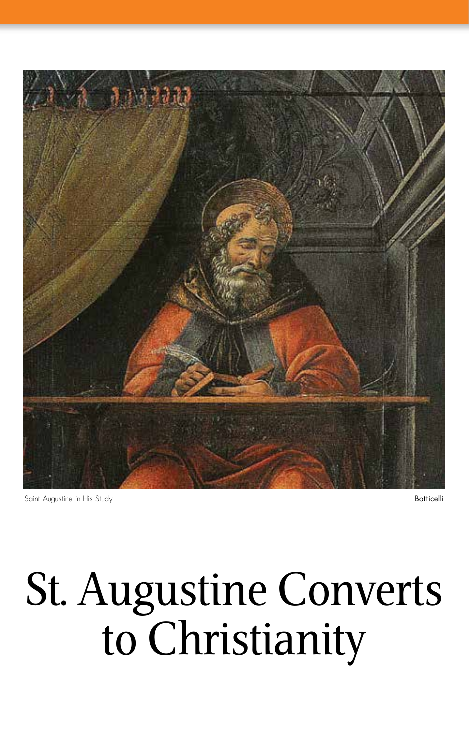Saint Augustine in His Study

Botticelli

# St. Augustine Converts to Christianity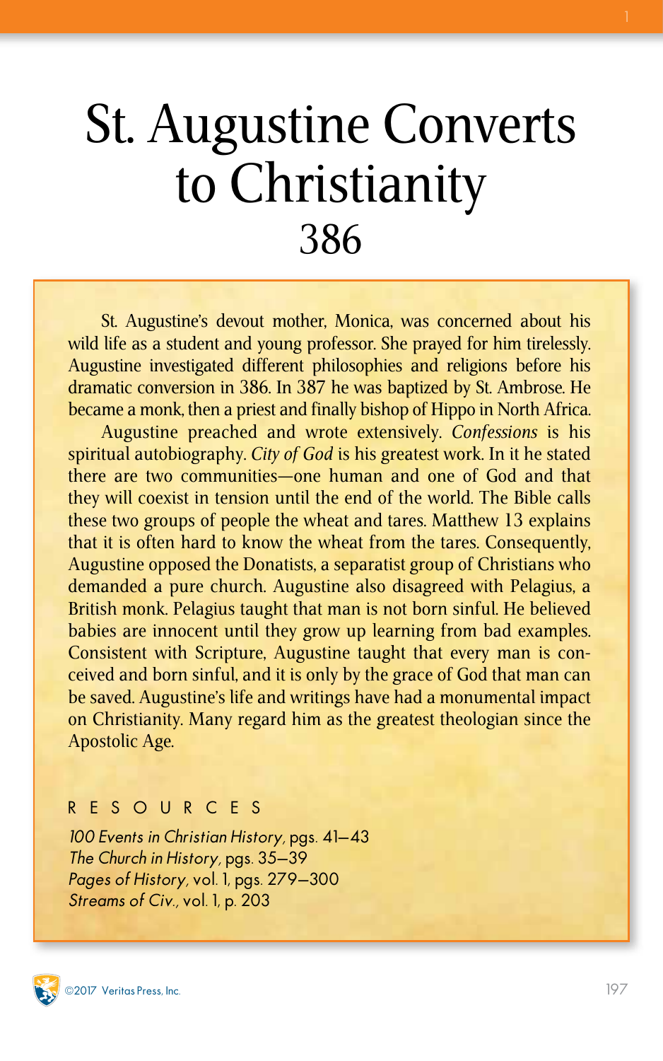# St. Augustine Converts to Christianity
## 386

St. Augustine's devout mother, Monica, was concerned about his wild life as a student and young professor. She prayed for him tirelessly. Augustine investigated different philosophies and religions before his dramatic conversion in 386. In 387 he was baptized by St. Ambrose. He became a monk, then a priest and finally bishop of Hippo in North Africa.

Augustine preached and wrote extensively. *Confessions* is his spiritual autobiography. *City of God* is his greatest work. In it he stated there are two communities—one human and one of God and that they will coexist in tension until the end of the world. The Bible calls these two groups of people the wheat and tares. Matthew 13 explains that it is often hard to know the wheat from the tares. Consequently, Augustine opposed the Donatists, a separatist group of Christians who demanded a pure church. Augustine also disagreed with Pelagius, a British monk. Pelagius taught that man is not born sinful. He believed babies are innocent until they grow up learning from bad examples. Consistent with Scripture, Augustine taught that every man is conceived and born sinful, and it is only by the grace of God that man can be saved. Augustine's life and writings have had a monumental impact on Christianity. Many regard him as the greatest theologian since the Apostolic Age.

### RESOURCES

*100 Events in Christian History*, pgs. 41–43
*The Church in History*, pgs. 35–39
*Pages of History*, vol. 1, pgs. 279–300
*Streams of Civ.*, vol. 1, p. 203

©2017 Veritas Press, Inc.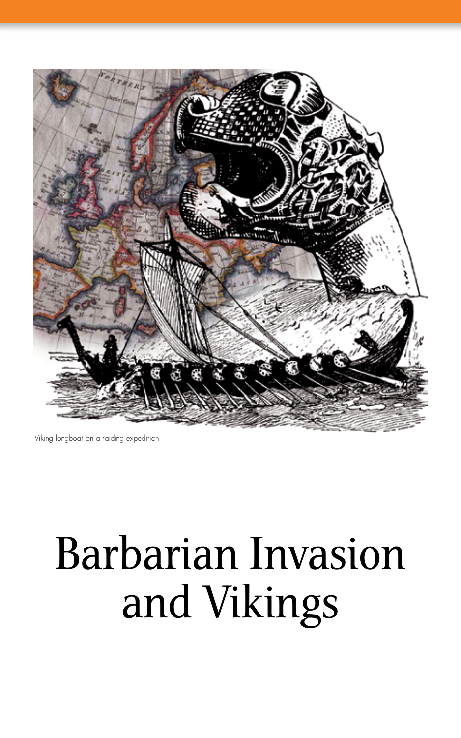Viking longboat on a raiding expedition

# Barbarian Invasion and Vikings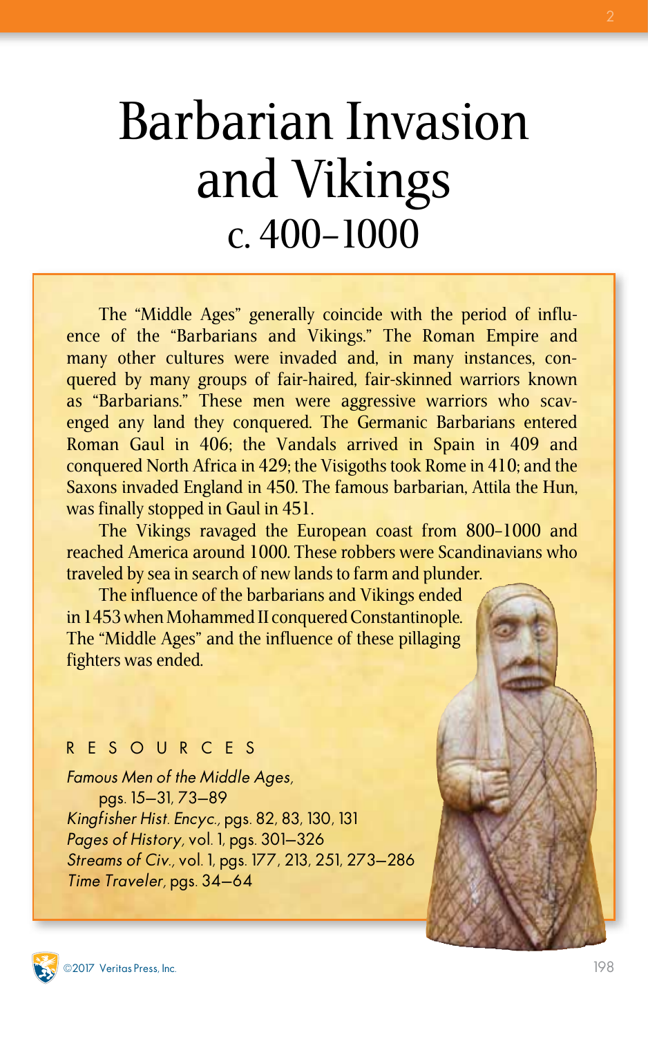# Barbarian Invasion and Vikings c. 400–1000

The "Middle Ages" generally coincide with the period of influence of the "Barbarians and Vikings." The Roman Empire and many other cultures were invaded and, in many instances, conquered by many groups of fair-haired, fair-skinned warriors known as "Barbarians." These men were aggressive warriors who scavenged any land they conquered. The Germanic Barbarians entered Roman Gaul in 406; the Vandals arrived in Spain in 409 and conquered North Africa in 429; the Visigoths took Rome in 410; and the Saxons invaded England in 450. The famous barbarian, Attila the Hun, was finally stopped in Gaul in 451.

The Vikings ravaged the European coast from 800–1000 and reached America around 1000. These robbers were Scandinavians who traveled by sea in search of new lands to farm and plunder.

The influence of the barbarians and Vikings ended in 1453 when Mohammed II conquered Constantinople. The "Middle Ages" and the influence of these pillaging fighters was ended.

## RESOURCES

*Famous Men of the Middle Ages,* pgs. 15–31, 73–89
*Kingfisher Hist. Encyc.,* pgs. 82, 83, 130, 131
*Pages of History,* vol. 1, pgs. 301–326
*Streams of Civ.,* vol. 1, pgs. 177, 213, 251, 273–286
*Time Traveler,* pgs. 34–64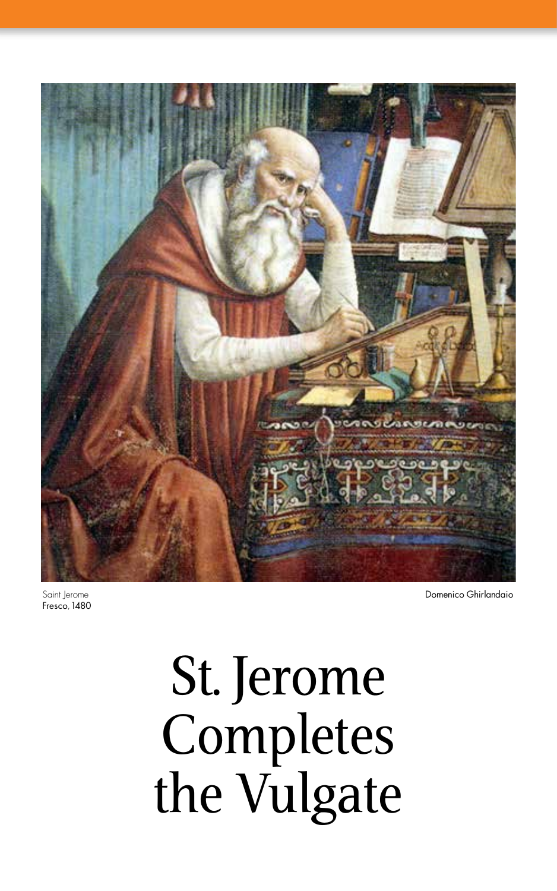Saint Jerome
Fresco, 1480

Domenico Ghirlandaio

# St. Jerome Completes the Vulgate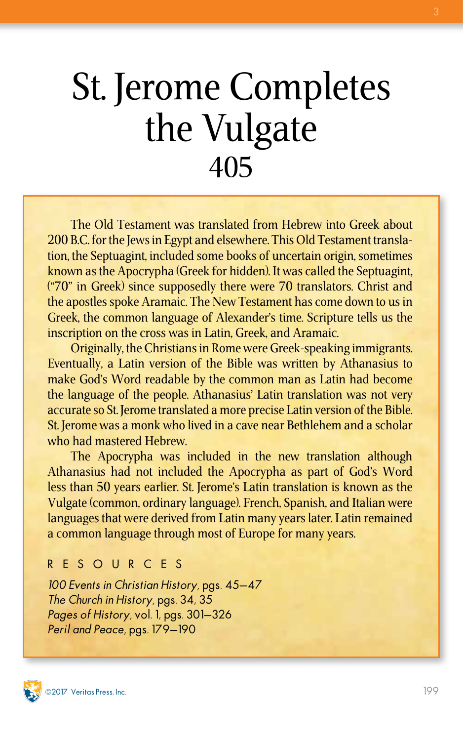# St. Jerome Completes the Vulgate 405

The Old Testament was translated from Hebrew into Greek about 200 B.C. for the Jews in Egypt and elsewhere. This Old Testament translation, the Septuagint, included some books of uncertain origin, sometimes known as the Apocrypha (Greek for hidden). It was called the Septuagint, ("70" in Greek) since supposedly there were 70 translators. Christ and the apostles spoke Aramaic. The New Testament has come down to us in Greek, the common language of Alexander's time. Scripture tells us the inscription on the cross was in Latin, Greek, and Aramaic.

Originally, the Christians in Rome were Greek-speaking immigrants. Eventually, a Latin version of the Bible was written by Athanasius to make God's Word readable by the common man as Latin had become the language of the people. Athanasius' Latin translation was not very accurate so St. Jerome translated a more precise Latin version of the Bible. St. Jerome was a monk who lived in a cave near Bethlehem and a scholar who had mastered Hebrew.

The Apocrypha was included in the new translation although Athanasius had not included the Apocrypha as part of God's Word less than 50 years earlier. St. Jerome's Latin translation is known as the Vulgate (common, ordinary language). French, Spanish, and Italian were languages that were derived from Latin many years later. Latin remained a common language through most of Europe for many years.

## RESOURCES

*100 Events in Christian History*, pgs. 45–47
*The Church in History*, pgs. 34, 35
*Pages of History*, vol. 1, pgs. 301–326
*Peril and Peace*, pgs. 179–190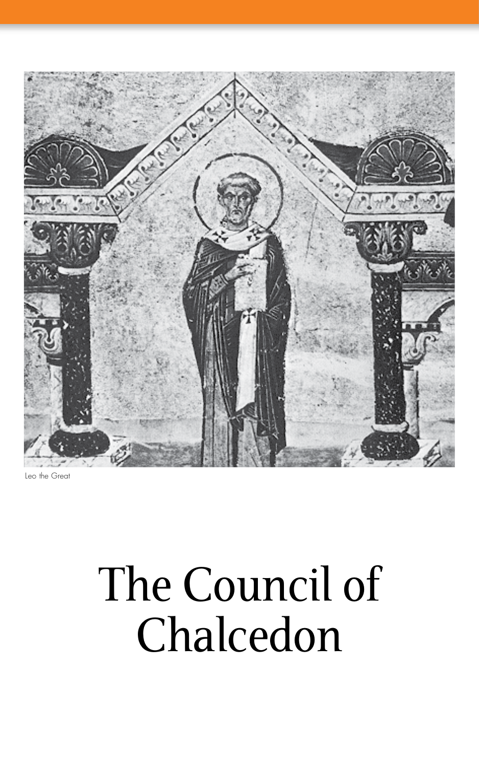Leo the Great

# The Council of Chalcedon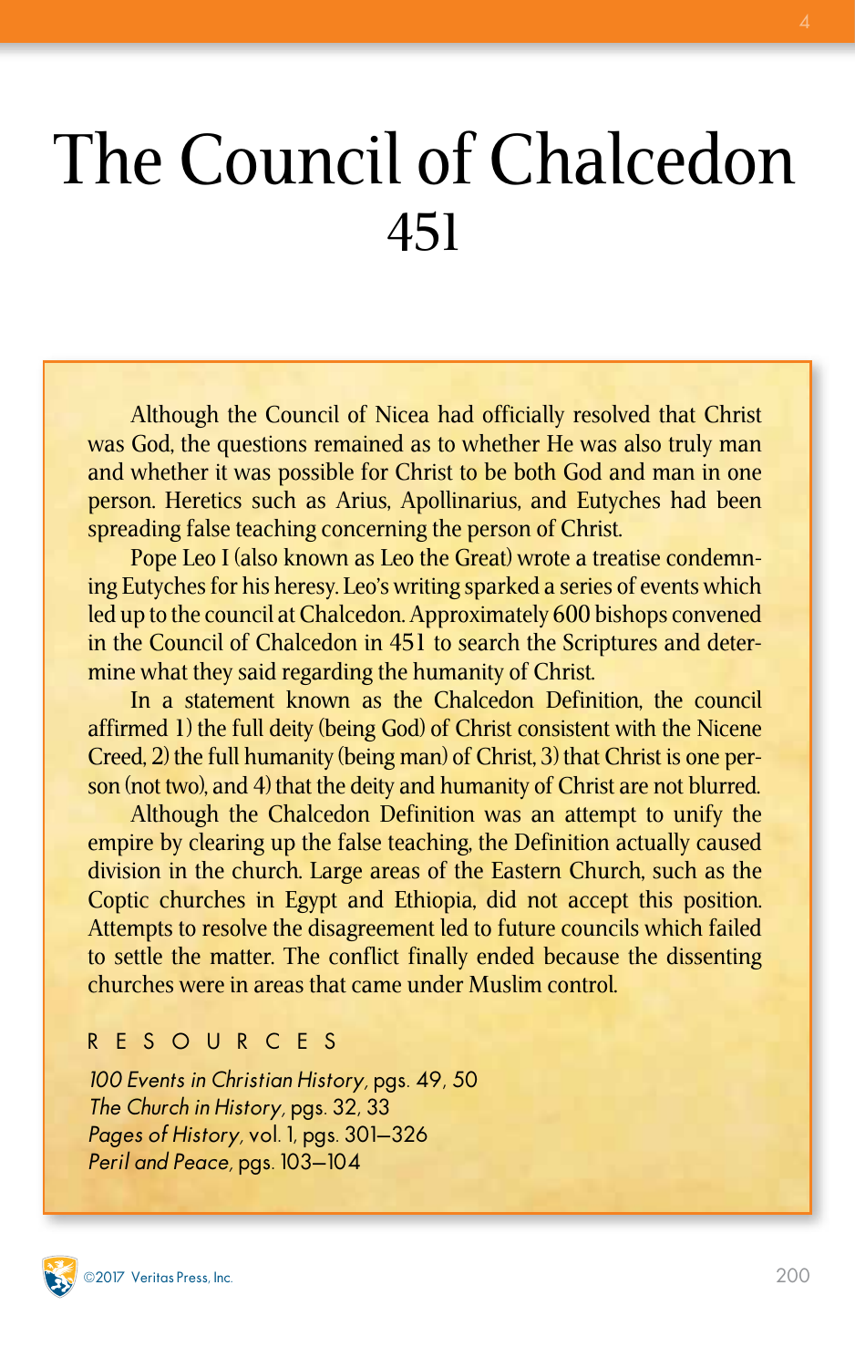# The Council of Chalcedon
## 451

Although the Council of Nicea had officially resolved that Christ was God, the questions remained as to whether He was also truly man and whether it was possible for Christ to be both God and man in one person. Heretics such as Arius, Apollinarius, and Eutyches had been spreading false teaching concerning the person of Christ.

Pope Leo I (also known as Leo the Great) wrote a treatise condemning Eutyches for his heresy. Leo's writing sparked a series of events which led up to the council at Chalcedon. Approximately 600 bishops convened in the Council of Chalcedon in 451 to search the Scriptures and determine what they said regarding the humanity of Christ.

In a statement known as the Chalcedon Definition, the council affirmed 1) the full deity (being God) of Christ consistent with the Nicene Creed, 2) the full humanity (being man) of Christ, 3) that Christ is one person (not two), and 4) that the deity and humanity of Christ are not blurred.

Although the Chalcedon Definition was an attempt to unify the empire by clearing up the false teaching, the Definition actually caused division in the church. Large areas of the Eastern Church, such as the Coptic churches in Egypt and Ethiopia, did not accept this position. Attempts to resolve the disagreement led to future councils which failed to settle the matter. The conflict finally ended because the dissenting churches were in areas that came under Muslim control.

RESOURCES

*100 Events in Christian History*, pgs. 49, 50
*The Church in History*, pgs. 32, 33
*Pages of History*, vol. 1, pgs. 301–326
*Peril and Peace*, pgs. 103–104

©2017 Veritas Press, Inc.